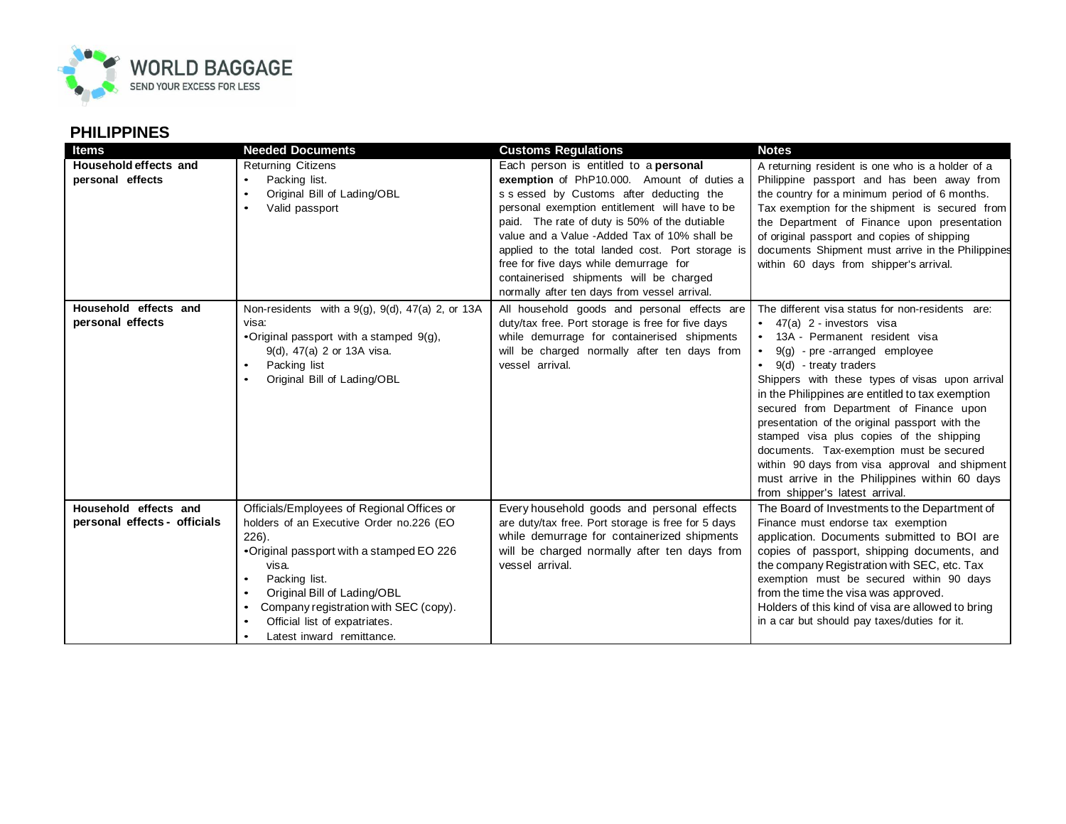## PHILIPPINES

| Items | Needed Documents | Customs Regulations | Notes |
|---|---|---|---|
| **Household effects and personal effects** | Returning Citizens<br>• Packing list.<br>• Original Bill of Lading/OBL<br>• Valid passport | Each person is entitled to a **personal exemption** of PhP10.000. Amount of duties a s s essed by Customs after deducting the personal exemption entitlement will have to be paid. The rate of duty is 50% of the dutiable value and a Value -Added Tax of 10% shall be applied to the total landed cost. Port storage is free for five days while demurrage for containerised shipments will be charged normally after ten days from vessel arrival. | A returning resident is one who is a holder of a Philippine passport and has been away from the country for a minimum period of 6 months. Tax exemption for the shipment is secured from the Department of Finance upon presentation of original passport and copies of shipping documents Shipment must arrive in the Philippines within 60 days from shipper's arrival. |
| **Household effects and personal effects** | Non-residents with a 9(g), 9(d), 47(a) 2, or 13A visa:<br>• Original passport with a stamped 9(g), 9(d), 47(a) 2 or 13A visa.<br>• Packing list<br>• Original Bill of Lading/OBL | All household goods and personal effects are duty/tax free. Port storage is free for five days while demurrage for containerised shipments will be charged normally after ten days from vessel arrival. | The different visa status for non-residents are:<br>• 47(a) 2 - investors visa<br>• 13A - Permanent resident visa<br>• 9(g) - pre -arranged employee<br>• 9(d) - treaty traders<br>Shippers with these types of visas upon arrival in the Philippines are entitled to tax exemption secured from Department of Finance upon presentation of the original passport with the stamped visa plus copies of the shipping documents. Tax-exemption must be secured within 90 days from visa approval and shipment must arrive in the Philippines within 60 days from shipper's latest arrival. |
| **Household effects and personal effects - officials** | Officials/Employees of Regional Offices or holders of an Executive Order no.226 (EO 226).<br>• Original passport with a stamped EO 226 visa.<br>• Packing list.<br>• Original Bill of Lading/OBL<br>• Company registration with SEC (copy).<br>• Official list of expatriates.<br>• Latest inward remittance. | Every household goods and personal effects are duty/tax free. Port storage is free for 5 days while demurrage for containerized shipments will be charged normally after ten days from vessel arrival. | The Board of Investments to the Department of Finance must endorse tax exemption application. Documents submitted to BOI are copies of passport, shipping documents, and the company Registration with SEC, etc. Tax exemption must be secured within 90 days from the time the visa was approved.<br>Holders of this kind of visa are allowed to bring in a car but should pay taxes/duties for it. |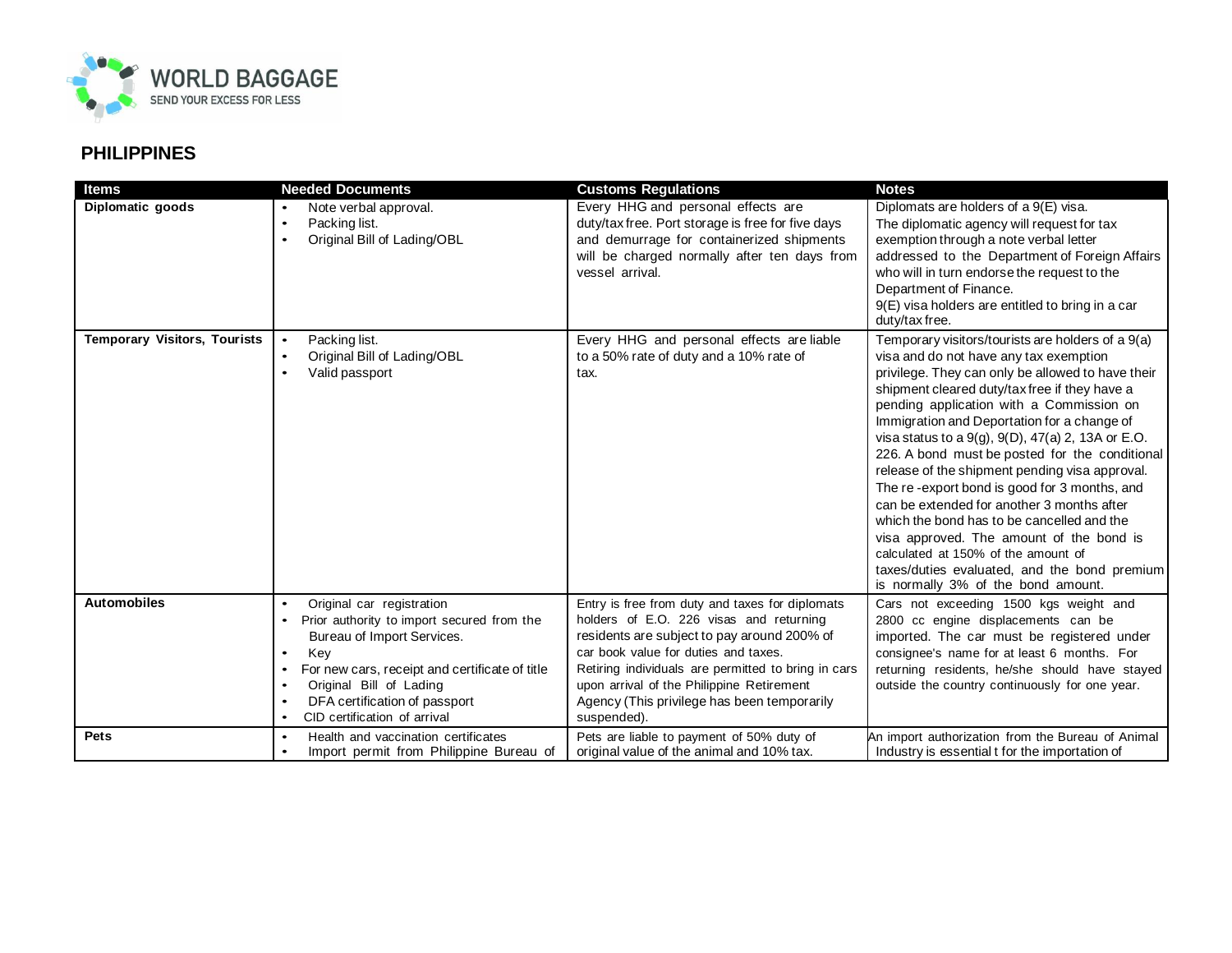## PHILIPPINES

| Items | Needed Documents | Customs Regulations | Notes |
|---|---|---|---|
| **Diplomatic goods** | • Note verbal approval.<br>• Packing list.<br>• Original Bill of Lading/OBL | Every HHG and personal effects are duty/tax free. Port storage is free for five days and demurrage for containerized shipments will be charged normally after ten days from vessel arrival. | Diplomats are holders of a 9(E) visa.<br>The diplomatic agency will request for tax exemption through a note verbal letter addressed to the Department of Foreign Affairs who will in turn endorse the request to the Department of Finance.<br>9(E) visa holders are entitled to bring in a car duty/tax free. |
| **Temporary Visitors, Tourists** | • Packing list.<br>• Original Bill of Lading/OBL<br>• Valid passport | Every HHG and personal effects are liable to a 50% rate of duty and a 10% rate of tax. | Temporary visitors/tourists are holders of a 9(a) visa and do not have any tax exemption privilege. They can only be allowed to have their shipment cleared duty/tax free if they have a pending application with a Commission on Immigration and Deportation for a change of visa status to a 9(g), 9(D), 47(a) 2, 13A or E.O. 226. A bond must be posted for the conditional release of the shipment pending visa approval. The re -export bond is good for 3 months, and can be extended for another 3 months after which the bond has to be cancelled and the visa approved. The amount of the bond is calculated at 150% of the amount of taxes/duties evaluated, and the bond premium is normally 3% of the bond amount. |
| **Automobiles** | • Original car registration<br>• Prior authority to import secured from the Bureau of Import Services.<br>• Key<br>• For new cars, receipt and certificate of title<br>• Original Bill of Lading<br>• DFA certification of passport<br>• CID certification of arrival | Entry is free from duty and taxes for diplomats holders of E.O. 226 visas and returning residents are subject to pay around 200% of car book value for duties and taxes.<br>Retiring individuals are permitted to bring in cars upon arrival of the Philippine Retirement Agency (This privilege has been temporarily suspended). | Cars not exceeding 1500 kgs weight and 2800 cc engine displacements can be imported. The car must be registered under consignee's name for at least 6 months. For returning residents, he/she should have stayed outside the country continuously for one year. |
| **Pets** | • Health and vaccination certificates<br>• Import permit from Philippine Bureau of | Pets are liable to payment of 50% duty of original value of the animal and 10% tax. | An import authorization from the Bureau of Animal Industry is essential t for the importation of |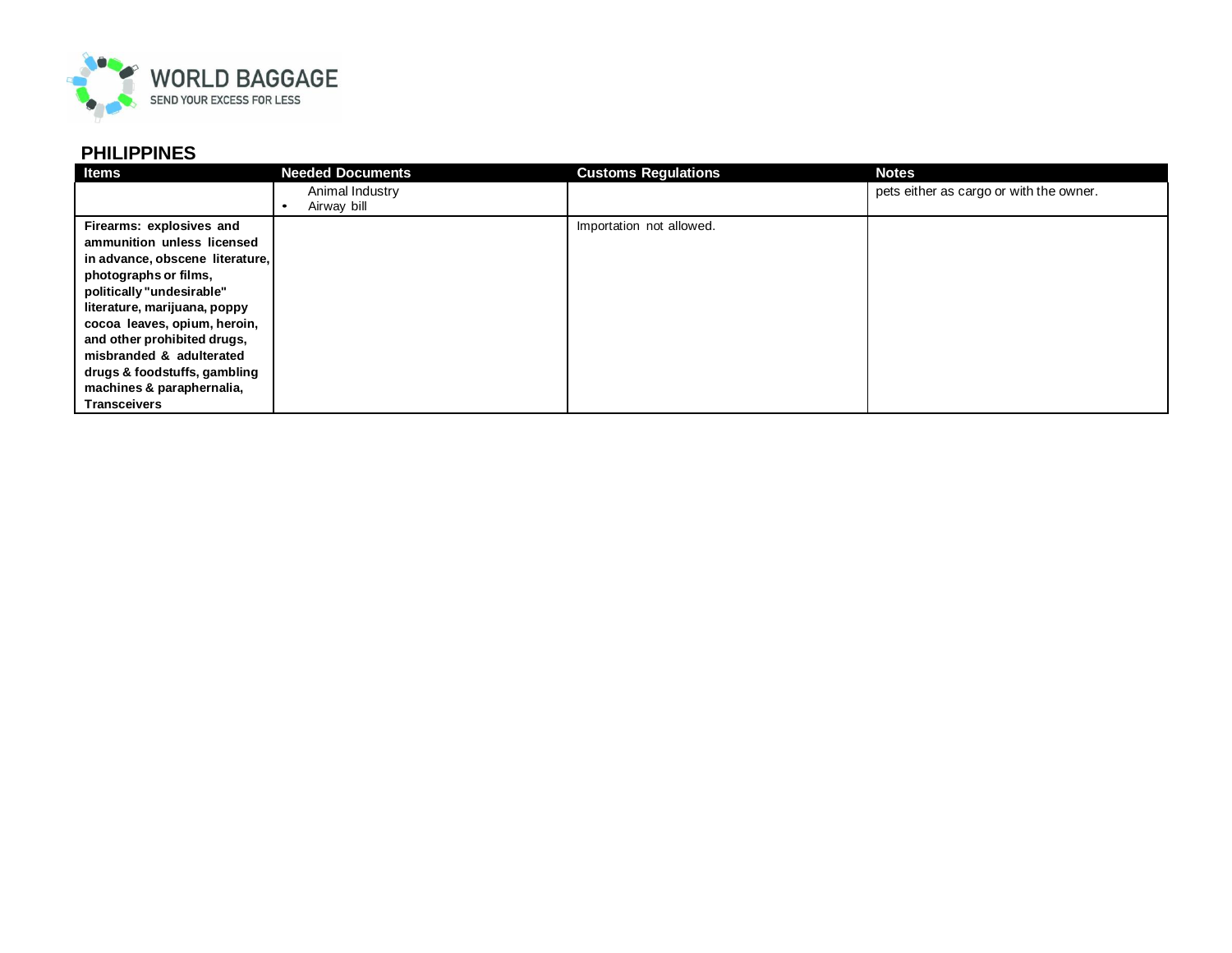WORLD BAGGAGE
SEND YOUR EXCESS FOR LESS

## PHILIPPINES

| Items | Needed Documents | Customs Regulations | Notes |
|---|---|---|---|
| | Animal Industry<br>• Airway bill | | pets either as cargo or with the owner. |
| **Firearms: explosives and ammunition unless licensed in advance, obscene literature, photographs or films, politically "undesirable" literature, marijuana, poppy cocoa leaves, opium, heroin, and other prohibited drugs, misbranded & adulterated drugs & foodstuffs, gambling machines & paraphernalia, Transceivers** | | Importation not allowed. | |